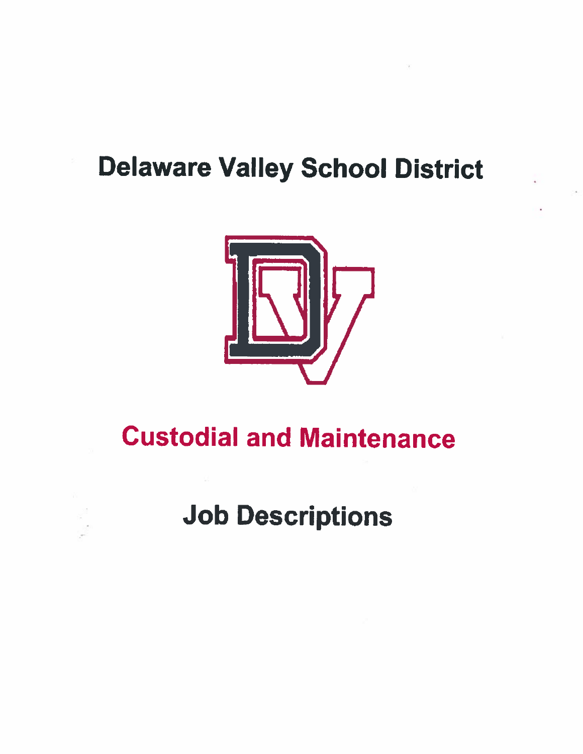# Delaware Valley School District

## Custodial and Maintenance

## Job Descriptions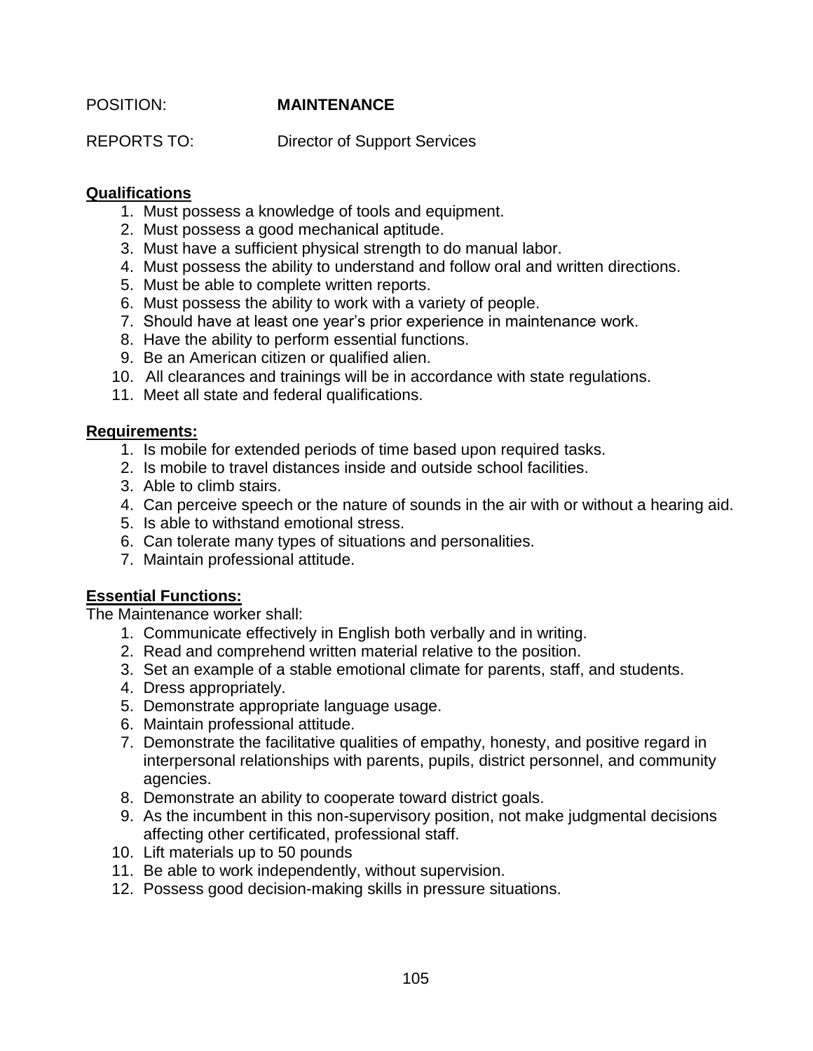POSITION: **MAINTENANCE**

REPORTS TO: Director of Support Services

**Qualifications**

1. Must possess a knowledge of tools and equipment.
2. Must possess a good mechanical aptitude.
3. Must have a sufficient physical strength to do manual labor.
4. Must possess the ability to understand and follow oral and written directions.
5. Must be able to complete written reports.
6. Must possess the ability to work with a variety of people.
7. Should have at least one year's prior experience in maintenance work.
8. Have the ability to perform essential functions.
9. Be an American citizen or qualified alien.
10. All clearances and trainings will be in accordance with state regulations.
11. Meet all state and federal qualifications.

**Requirements:**

1. Is mobile for extended periods of time based upon required tasks.
2. Is mobile to travel distances inside and outside school facilities.
3. Able to climb stairs.
4. Can perceive speech or the nature of sounds in the air with or without a hearing aid.
5. Is able to withstand emotional stress.
6. Can tolerate many types of situations and personalities.
7. Maintain professional attitude.

**Essential Functions:**

The Maintenance worker shall:

1. Communicate effectively in English both verbally and in writing.
2. Read and comprehend written material relative to the position.
3. Set an example of a stable emotional climate for parents, staff, and students.
4. Dress appropriately.
5. Demonstrate appropriate language usage.
6. Maintain professional attitude.
7. Demonstrate the facilitative qualities of empathy, honesty, and positive regard in interpersonal relationships with parents, pupils, district personnel, and community agencies.
8. Demonstrate an ability to cooperate toward district goals.
9. As the incumbent in this non-supervisory position, not make judgmental decisions affecting other certificated, professional staff.
10. Lift materials up to 50 pounds
11. Be able to work independently, without supervision.
12. Possess good decision-making skills in pressure situations.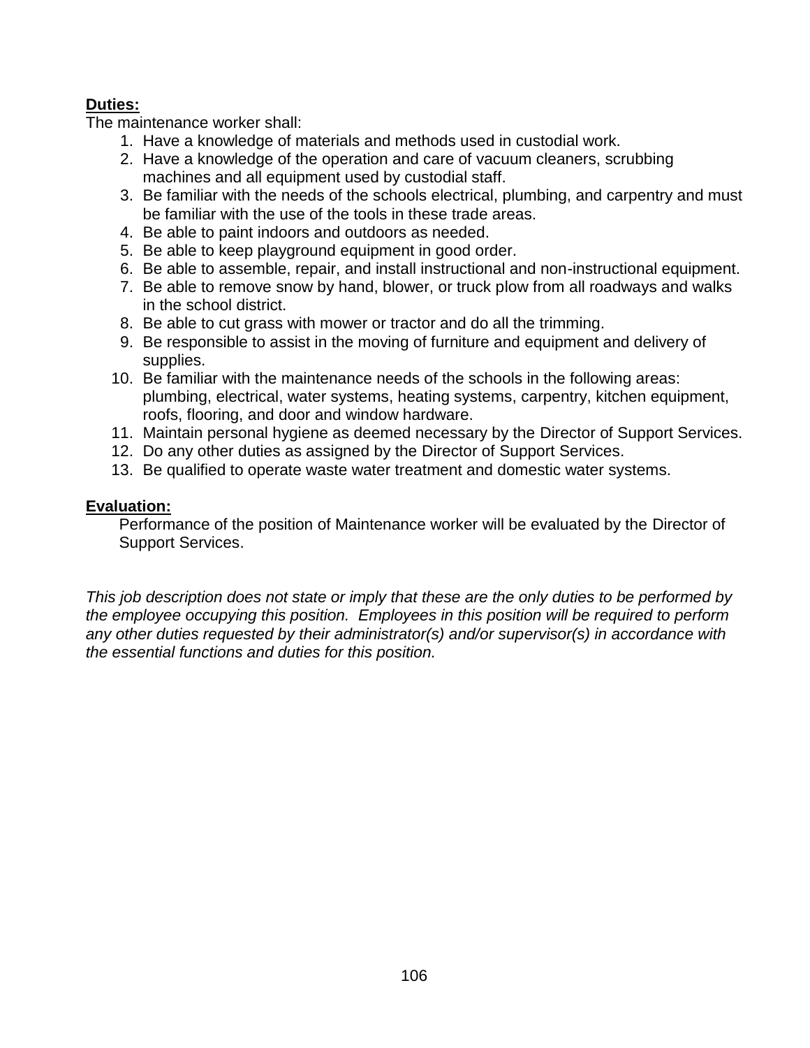**Duties:**

The maintenance worker shall:

1. Have a knowledge of materials and methods used in custodial work.
2. Have a knowledge of the operation and care of vacuum cleaners, scrubbing machines and all equipment used by custodial staff.
3. Be familiar with the needs of the schools electrical, plumbing, and carpentry and must be familiar with the use of the tools in these trade areas.
4. Be able to paint indoors and outdoors as needed.
5. Be able to keep playground equipment in good order.
6. Be able to assemble, repair, and install instructional and non-instructional equipment.
7. Be able to remove snow by hand, blower, or truck plow from all roadways and walks in the school district.
8. Be able to cut grass with mower or tractor and do all the trimming.
9. Be responsible to assist in the moving of furniture and equipment and delivery of supplies.
10. Be familiar with the maintenance needs of the schools in the following areas: plumbing, electrical, water systems, heating systems, carpentry, kitchen equipment, roofs, flooring, and door and window hardware.
11. Maintain personal hygiene as deemed necessary by the Director of Support Services.
12. Do any other duties as assigned by the Director of Support Services.
13. Be qualified to operate waste water treatment and domestic water systems.

**Evaluation:**

Performance of the position of Maintenance worker will be evaluated by the Director of Support Services.

*This job description does not state or imply that these are the only duties to be performed by the employee occupying this position. Employees in this position will be required to perform any other duties requested by their administrator(s) and/or supervisor(s) in accordance with the essential functions and duties for this position.*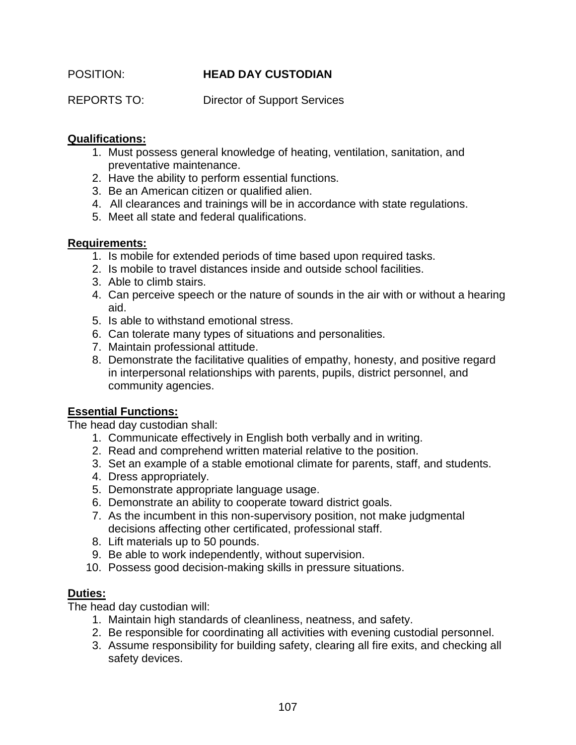POSITION: **HEAD DAY CUSTODIAN**

REPORTS TO: Director of Support Services

**Qualifications:**

1. Must possess general knowledge of heating, ventilation, sanitation, and preventative maintenance.
2. Have the ability to perform essential functions.
3. Be an American citizen or qualified alien.
4. All clearances and trainings will be in accordance with state regulations.
5. Meet all state and federal qualifications.

**Requirements:**

1. Is mobile for extended periods of time based upon required tasks.
2. Is mobile to travel distances inside and outside school facilities.
3. Able to climb stairs.
4. Can perceive speech or the nature of sounds in the air with or without a hearing aid.
5. Is able to withstand emotional stress.
6. Can tolerate many types of situations and personalities.
7. Maintain professional attitude.
8. Demonstrate the facilitative qualities of empathy, honesty, and positive regard in interpersonal relationships with parents, pupils, district personnel, and community agencies.

**Essential Functions:**

The head day custodian shall:

1. Communicate effectively in English both verbally and in writing.
2. Read and comprehend written material relative to the position.
3. Set an example of a stable emotional climate for parents, staff, and students.
4. Dress appropriately.
5. Demonstrate appropriate language usage.
6. Demonstrate an ability to cooperate toward district goals.
7. As the incumbent in this non-supervisory position, not make judgmental decisions affecting other certificated, professional staff.
8. Lift materials up to 50 pounds.
9. Be able to work independently, without supervision.
10. Possess good decision-making skills in pressure situations.

**Duties:**

The head day custodian will:

1. Maintain high standards of cleanliness, neatness, and safety.
2. Be responsible for coordinating all activities with evening custodial personnel.
3. Assume responsibility for building safety, clearing all fire exits, and checking all safety devices.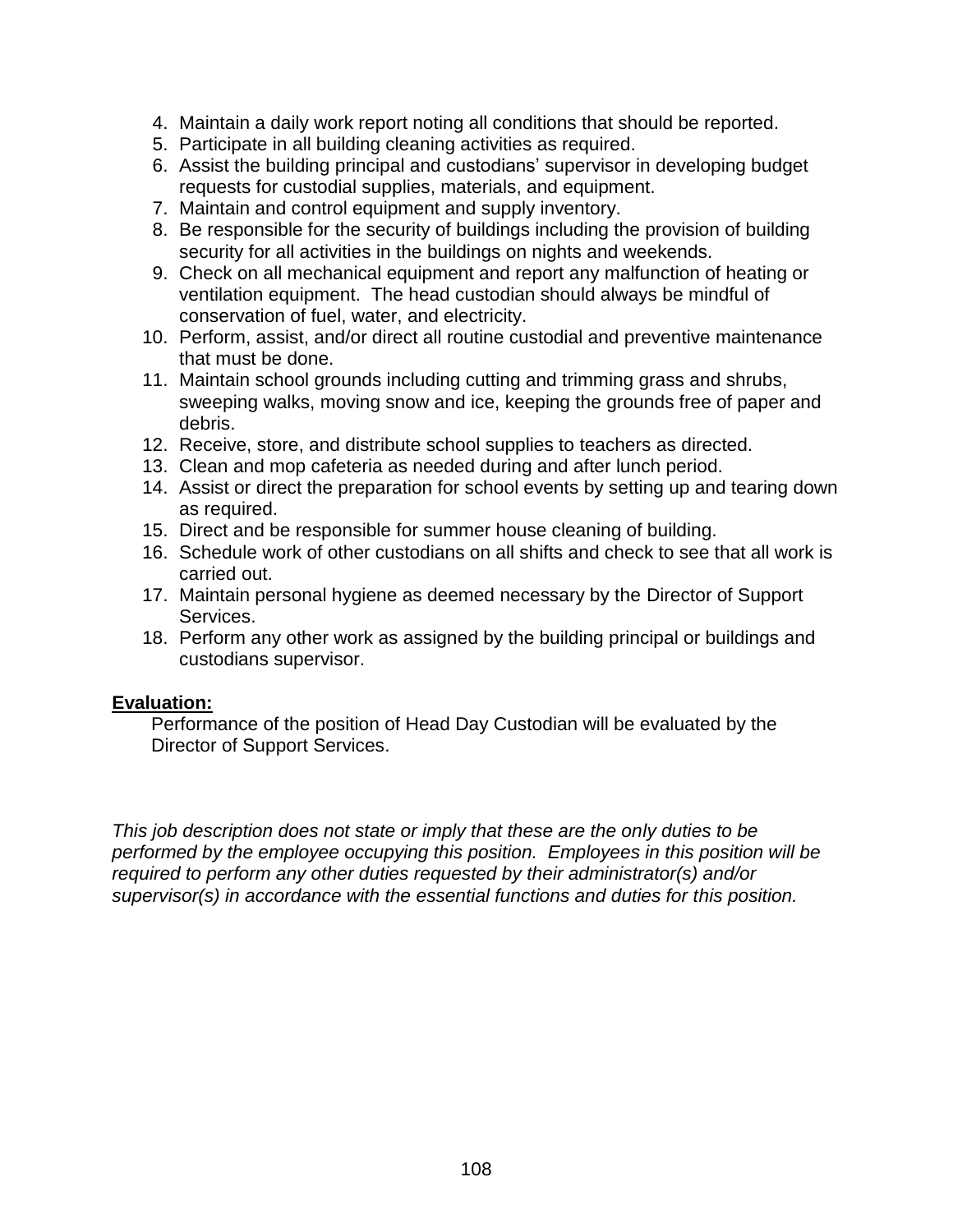4. Maintain a daily work report noting all conditions that should be reported.
5. Participate in all building cleaning activities as required.
6. Assist the building principal and custodians' supervisor in developing budget requests for custodial supplies, materials, and equipment.
7. Maintain and control equipment and supply inventory.
8. Be responsible for the security of buildings including the provision of building security for all activities in the buildings on nights and weekends.
9. Check on all mechanical equipment and report any malfunction of heating or ventilation equipment. The head custodian should always be mindful of conservation of fuel, water, and electricity.
10. Perform, assist, and/or direct all routine custodial and preventive maintenance that must be done.
11. Maintain school grounds including cutting and trimming grass and shrubs, sweeping walks, moving snow and ice, keeping the grounds free of paper and debris.
12. Receive, store, and distribute school supplies to teachers as directed.
13. Clean and mop cafeteria as needed during and after lunch period.
14. Assist or direct the preparation for school events by setting up and tearing down as required.
15. Direct and be responsible for summer house cleaning of building.
16. Schedule work of other custodians on all shifts and check to see that all work is carried out.
17. Maintain personal hygiene as deemed necessary by the Director of Support Services.
18. Perform any other work as assigned by the building principal or buildings and custodians supervisor.

**Evaluation:**

Performance of the position of Head Day Custodian will be evaluated by the Director of Support Services.

*This job description does not state or imply that these are the only duties to be performed by the employee occupying this position. Employees in this position will be required to perform any other duties requested by their administrator(s) and/or supervisor(s) in accordance with the essential functions and duties for this position.*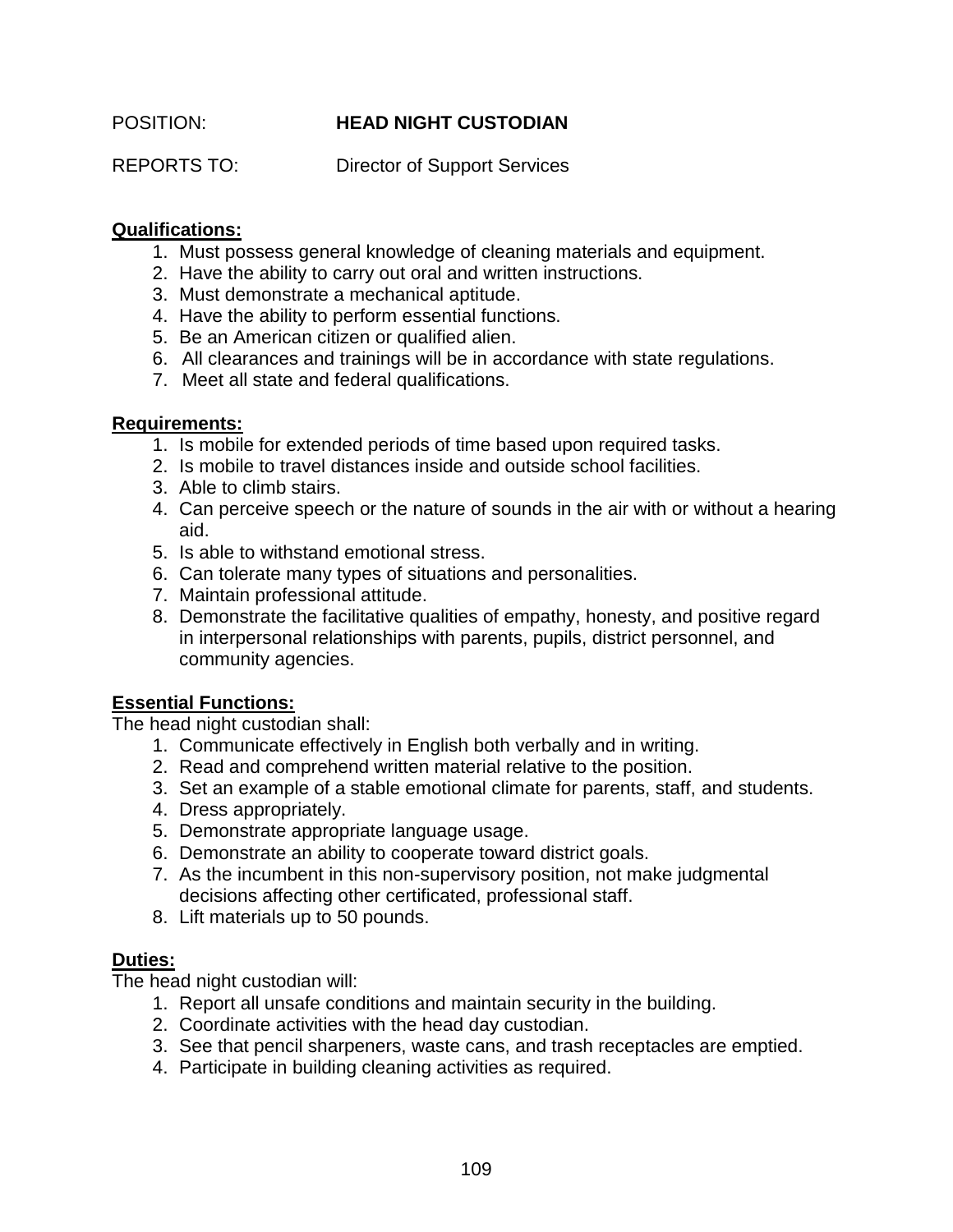POSITION: **HEAD NIGHT CUSTODIAN**

REPORTS TO: Director of Support Services

**Qualifications:**

1. Must possess general knowledge of cleaning materials and equipment.
2. Have the ability to carry out oral and written instructions.
3. Must demonstrate a mechanical aptitude.
4. Have the ability to perform essential functions.
5. Be an American citizen or qualified alien.
6. All clearances and trainings will be in accordance with state regulations.
7. Meet all state and federal qualifications.

**Requirements:**

1. Is mobile for extended periods of time based upon required tasks.
2. Is mobile to travel distances inside and outside school facilities.
3. Able to climb stairs.
4. Can perceive speech or the nature of sounds in the air with or without a hearing aid.
5. Is able to withstand emotional stress.
6. Can tolerate many types of situations and personalities.
7. Maintain professional attitude.
8. Demonstrate the facilitative qualities of empathy, honesty, and positive regard in interpersonal relationships with parents, pupils, district personnel, and community agencies.

**Essential Functions:**

The head night custodian shall:

1. Communicate effectively in English both verbally and in writing.
2. Read and comprehend written material relative to the position.
3. Set an example of a stable emotional climate for parents, staff, and students.
4. Dress appropriately.
5. Demonstrate appropriate language usage.
6. Demonstrate an ability to cooperate toward district goals.
7. As the incumbent in this non-supervisory position, not make judgmental decisions affecting other certificated, professional staff.
8. Lift materials up to 50 pounds.

**Duties:**

The head night custodian will:

1. Report all unsafe conditions and maintain security in the building.
2. Coordinate activities with the head day custodian.
3. See that pencil sharpeners, waste cans, and trash receptacles are emptied.
4. Participate in building cleaning activities as required.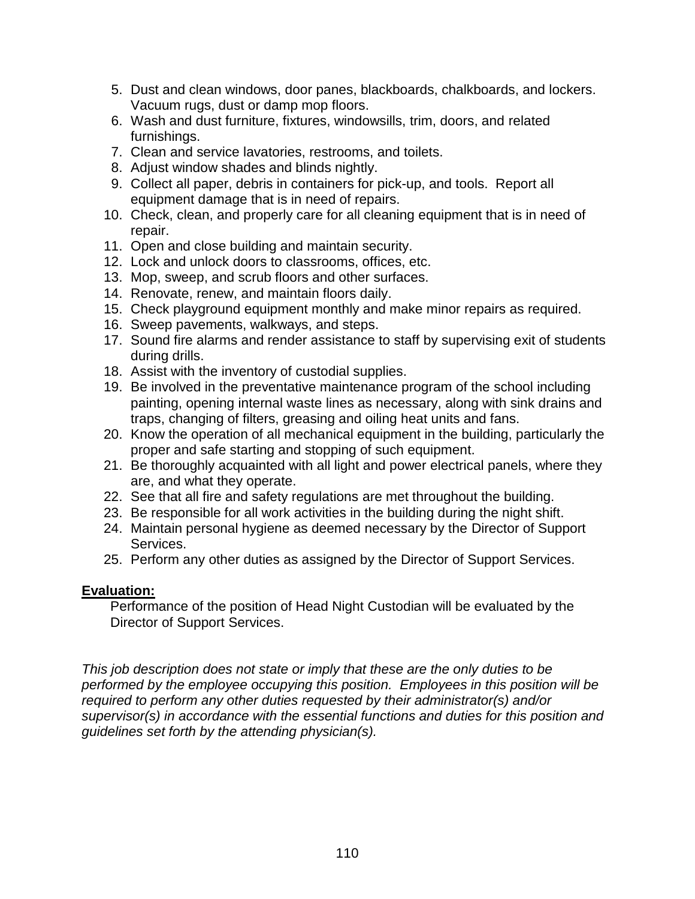5. Dust and clean windows, door panes, blackboards, chalkboards, and lockers. Vacuum rugs, dust or damp mop floors.
6. Wash and dust furniture, fixtures, windowsills, trim, doors, and related furnishings.
7. Clean and service lavatories, restrooms, and toilets.
8. Adjust window shades and blinds nightly.
9. Collect all paper, debris in containers for pick-up, and tools. Report all equipment damage that is in need of repairs.
10. Check, clean, and properly care for all cleaning equipment that is in need of repair.
11. Open and close building and maintain security.
12. Lock and unlock doors to classrooms, offices, etc.
13. Mop, sweep, and scrub floors and other surfaces.
14. Renovate, renew, and maintain floors daily.
15. Check playground equipment monthly and make minor repairs as required.
16. Sweep pavements, walkways, and steps.
17. Sound fire alarms and render assistance to staff by supervising exit of students during drills.
18. Assist with the inventory of custodial supplies.
19. Be involved in the preventative maintenance program of the school including painting, opening internal waste lines as necessary, along with sink drains and traps, changing of filters, greasing and oiling heat units and fans.
20. Know the operation of all mechanical equipment in the building, particularly the proper and safe starting and stopping of such equipment.
21. Be thoroughly acquainted with all light and power electrical panels, where they are, and what they operate.
22. See that all fire and safety regulations are met throughout the building.
23. Be responsible for all work activities in the building during the night shift.
24. Maintain personal hygiene as deemed necessary by the Director of Support Services.
25. Perform any other duties as assigned by the Director of Support Services.

**Evaluation:**

Performance of the position of Head Night Custodian will be evaluated by the Director of Support Services.

*This job description does not state or imply that these are the only duties to be performed by the employee occupying this position. Employees in this position will be required to perform any other duties requested by their administrator(s) and/or supervisor(s) in accordance with the essential functions and duties for this position and guidelines set forth by the attending physician(s).*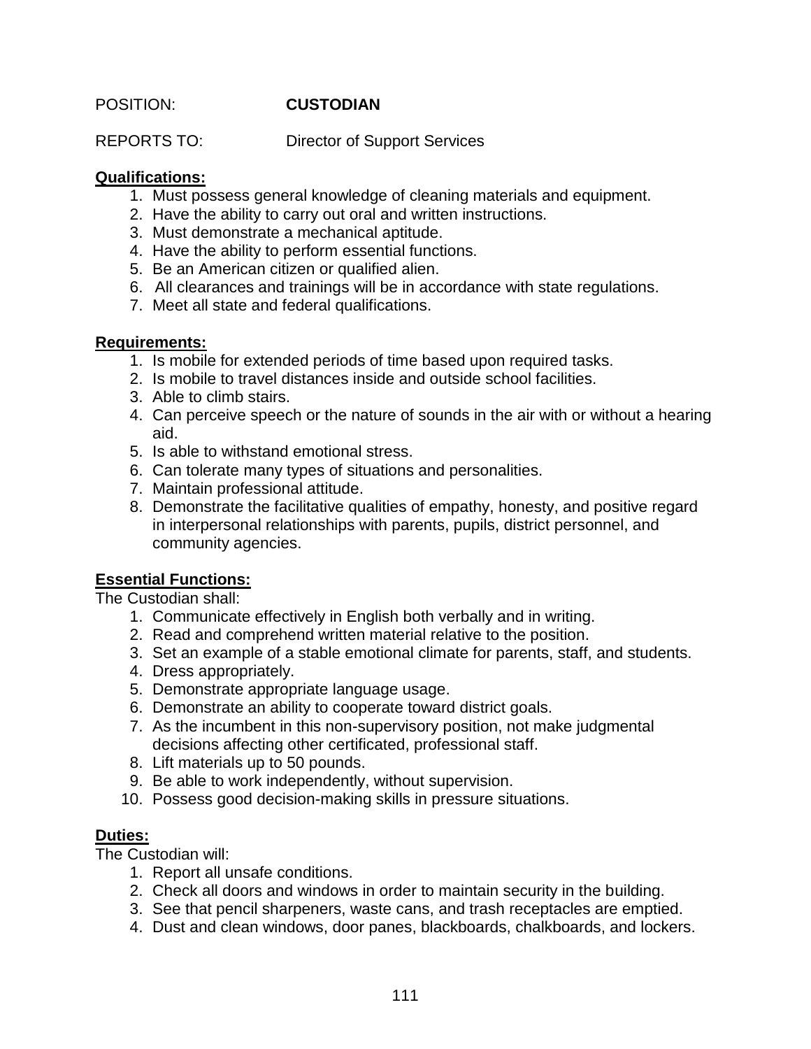POSITION: **CUSTODIAN**

REPORTS TO: Director of Support Services

**Qualifications:**

1. Must possess general knowledge of cleaning materials and equipment.
2. Have the ability to carry out oral and written instructions.
3. Must demonstrate a mechanical aptitude.
4. Have the ability to perform essential functions.
5. Be an American citizen or qualified alien.
6. All clearances and trainings will be in accordance with state regulations.
7. Meet all state and federal qualifications.

**Requirements:**

1. Is mobile for extended periods of time based upon required tasks.
2. Is mobile to travel distances inside and outside school facilities.
3. Able to climb stairs.
4. Can perceive speech or the nature of sounds in the air with or without a hearing aid.
5. Is able to withstand emotional stress.
6. Can tolerate many types of situations and personalities.
7. Maintain professional attitude.
8. Demonstrate the facilitative qualities of empathy, honesty, and positive regard in interpersonal relationships with parents, pupils, district personnel, and community agencies.

**Essential Functions:**

The Custodian shall:

1. Communicate effectively in English both verbally and in writing.
2. Read and comprehend written material relative to the position.
3. Set an example of a stable emotional climate for parents, staff, and students.
4. Dress appropriately.
5. Demonstrate appropriate language usage.
6. Demonstrate an ability to cooperate toward district goals.
7. As the incumbent in this non-supervisory position, not make judgmental decisions affecting other certificated, professional staff.
8. Lift materials up to 50 pounds.
9. Be able to work independently, without supervision.
10. Possess good decision-making skills in pressure situations.

**Duties:**

The Custodian will:

1. Report all unsafe conditions.
2. Check all doors and windows in order to maintain security in the building.
3. See that pencil sharpeners, waste cans, and trash receptacles are emptied.
4. Dust and clean windows, door panes, blackboards, chalkboards, and lockers.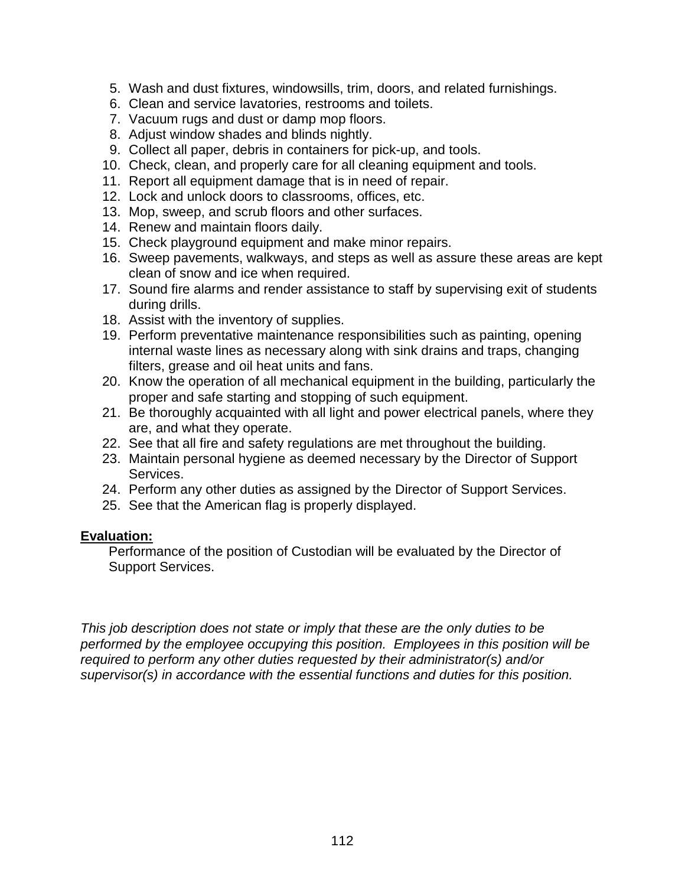5. Wash and dust fixtures, windowsills, trim, doors, and related furnishings.
6. Clean and service lavatories, restrooms and toilets.
7. Vacuum rugs and dust or damp mop floors.
8. Adjust window shades and blinds nightly.
9. Collect all paper, debris in containers for pick-up, and tools.
10. Check, clean, and properly care for all cleaning equipment and tools.
11. Report all equipment damage that is in need of repair.
12. Lock and unlock doors to classrooms, offices, etc.
13. Mop, sweep, and scrub floors and other surfaces.
14. Renew and maintain floors daily.
15. Check playground equipment and make minor repairs.
16. Sweep pavements, walkways, and steps as well as assure these areas are kept clean of snow and ice when required.
17. Sound fire alarms and render assistance to staff by supervising exit of students during drills.
18. Assist with the inventory of supplies.
19. Perform preventative maintenance responsibilities such as painting, opening internal waste lines as necessary along with sink drains and traps, changing filters, grease and oil heat units and fans.
20. Know the operation of all mechanical equipment in the building, particularly the proper and safe starting and stopping of such equipment.
21. Be thoroughly acquainted with all light and power electrical panels, where they are, and what they operate.
22. See that all fire and safety regulations are met throughout the building.
23. Maintain personal hygiene as deemed necessary by the Director of Support Services.
24. Perform any other duties as assigned by the Director of Support Services.
25. See that the American flag is properly displayed.

**Evaluation:**

Performance of the position of Custodian will be evaluated by the Director of Support Services.

*This job description does not state or imply that these are the only duties to be performed by the employee occupying this position. Employees in this position will be required to perform any other duties requested by their administrator(s) and/or supervisor(s) in accordance with the essential functions and duties for this position.*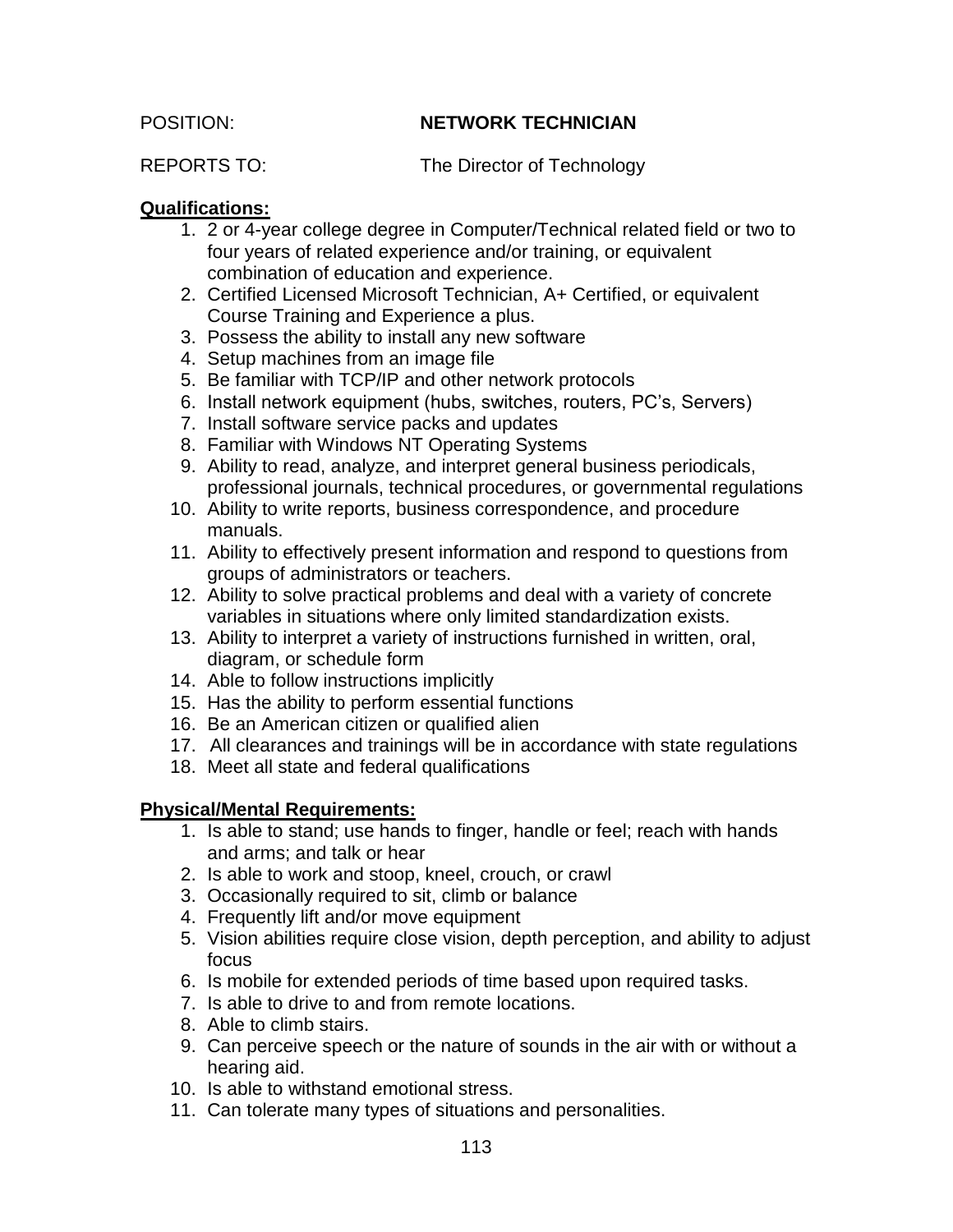POSITION: **NETWORK TECHNICIAN**

REPORTS TO: The Director of Technology

**Qualifications:**

1. 2 or 4-year college degree in Computer/Technical related field or two to four years of related experience and/or training, or equivalent combination of education and experience.
2. Certified Licensed Microsoft Technician, A+ Certified, or equivalent Course Training and Experience a plus.
3. Possess the ability to install any new software
4. Setup machines from an image file
5. Be familiar with TCP/IP and other network protocols
6. Install network equipment (hubs, switches, routers, PC's, Servers)
7. Install software service packs and updates
8. Familiar with Windows NT Operating Systems
9. Ability to read, analyze, and interpret general business periodicals, professional journals, technical procedures, or governmental regulations
10. Ability to write reports, business correspondence, and procedure manuals.
11. Ability to effectively present information and respond to questions from groups of administrators or teachers.
12. Ability to solve practical problems and deal with a variety of concrete variables in situations where only limited standardization exists.
13. Ability to interpret a variety of instructions furnished in written, oral, diagram, or schedule form
14. Able to follow instructions implicitly
15. Has the ability to perform essential functions
16. Be an American citizen or qualified alien
17. All clearances and trainings will be in accordance with state regulations
18. Meet all state and federal qualifications

**Physical/Mental Requirements:**

1. Is able to stand; use hands to finger, handle or feel; reach with hands and arms; and talk or hear
2. Is able to work and stoop, kneel, crouch, or crawl
3. Occasionally required to sit, climb or balance
4. Frequently lift and/or move equipment
5. Vision abilities require close vision, depth perception, and ability to adjust focus
6. Is mobile for extended periods of time based upon required tasks.
7. Is able to drive to and from remote locations.
8. Able to climb stairs.
9. Can perceive speech or the nature of sounds in the air with or without a hearing aid.
10. Is able to withstand emotional stress.
11. Can tolerate many types of situations and personalities.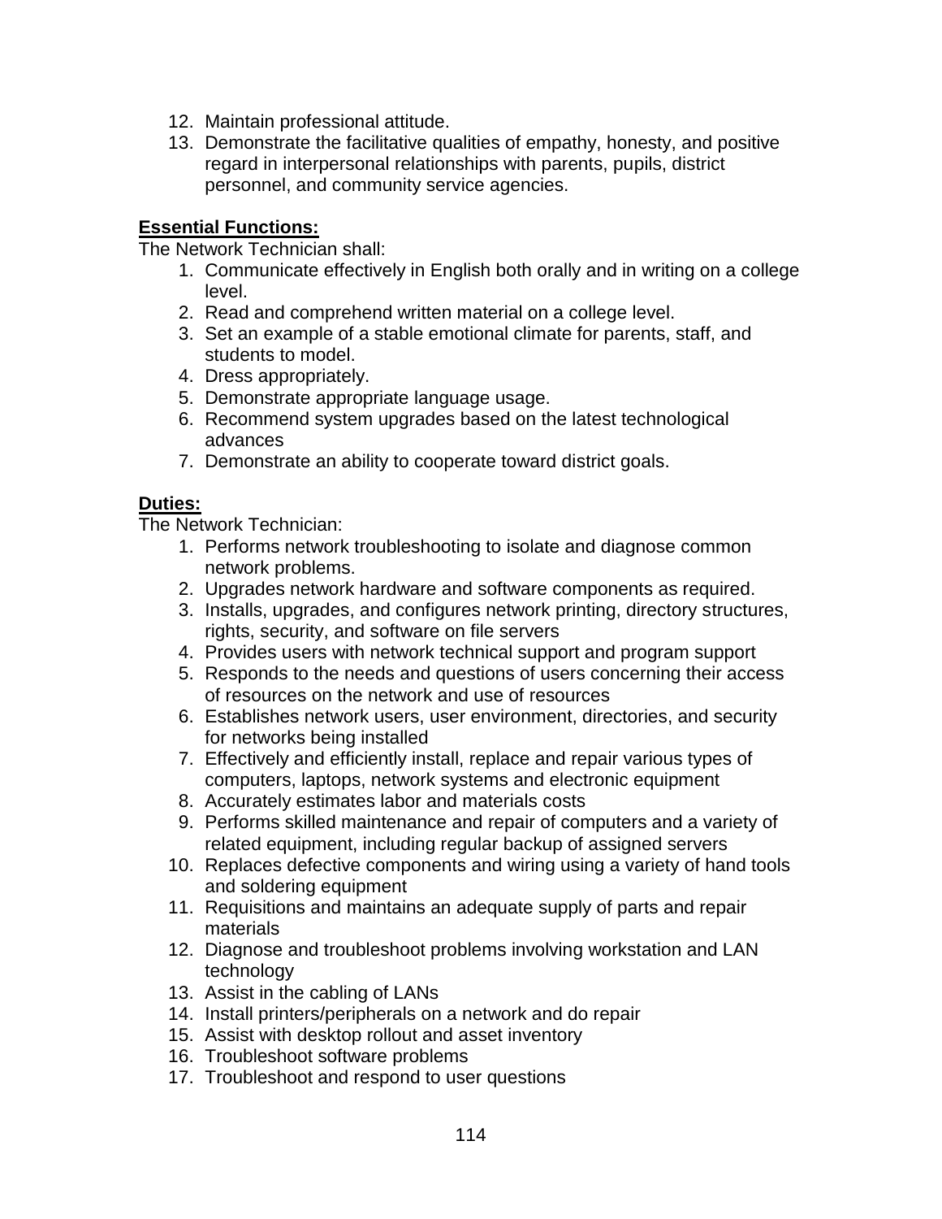12. Maintain professional attitude.
13. Demonstrate the facilitative qualities of empathy, honesty, and positive regard in interpersonal relationships with parents, pupils, district personnel, and community service agencies.

**Essential Functions:**

The Network Technician shall:

1. Communicate effectively in English both orally and in writing on a college level.
2. Read and comprehend written material on a college level.
3. Set an example of a stable emotional climate for parents, staff, and students to model.
4. Dress appropriately.
5. Demonstrate appropriate language usage.
6. Recommend system upgrades based on the latest technological advances
7. Demonstrate an ability to cooperate toward district goals.

**Duties:**

The Network Technician:

1. Performs network troubleshooting to isolate and diagnose common network problems.
2. Upgrades network hardware and software components as required.
3. Installs, upgrades, and configures network printing, directory structures, rights, security, and software on file servers
4. Provides users with network technical support and program support
5. Responds to the needs and questions of users concerning their access of resources on the network and use of resources
6. Establishes network users, user environment, directories, and security for networks being installed
7. Effectively and efficiently install, replace and repair various types of computers, laptops, network systems and electronic equipment
8. Accurately estimates labor and materials costs
9. Performs skilled maintenance and repair of computers and a variety of related equipment, including regular backup of assigned servers
10. Replaces defective components and wiring using a variety of hand tools and soldering equipment
11. Requisitions and maintains an adequate supply of parts and repair materials
12. Diagnose and troubleshoot problems involving workstation and LAN technology
13. Assist in the cabling of LANs
14. Install printers/peripherals on a network and do repair
15. Assist with desktop rollout and asset inventory
16. Troubleshoot software problems
17. Troubleshoot and respond to user questions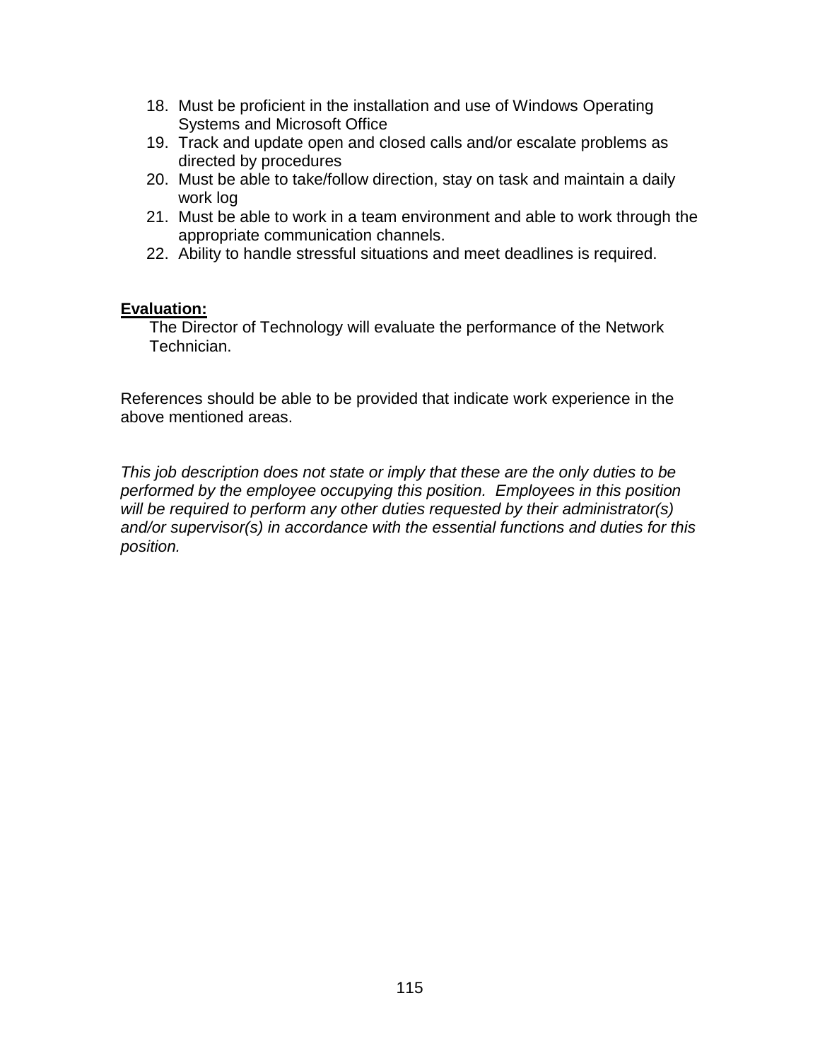18. Must be proficient in the installation and use of Windows Operating Systems and Microsoft Office
19. Track and update open and closed calls and/or escalate problems as directed by procedures
20. Must be able to take/follow direction, stay on task and maintain a daily work log
21. Must be able to work in a team environment and able to work through the appropriate communication channels.
22. Ability to handle stressful situations and meet deadlines is required.

**Evaluation:**

The Director of Technology will evaluate the performance of the Network Technician.

References should be able to be provided that indicate work experience in the above mentioned areas.

*This job description does not state or imply that these are the only duties to be performed by the employee occupying this position. Employees in this position will be required to perform any other duties requested by their administrator(s) and/or supervisor(s) in accordance with the essential functions and duties for this position.*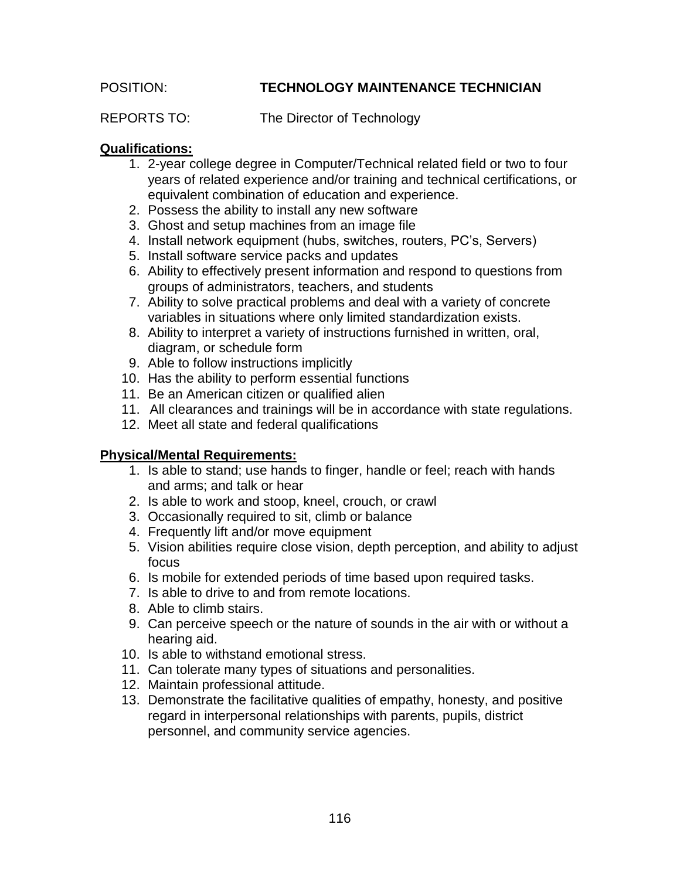POSITION: **TECHNOLOGY MAINTENANCE TECHNICIAN**

REPORTS TO: The Director of Technology

**Qualifications:**

1. 2-year college degree in Computer/Technical related field or two to four years of related experience and/or training and technical certifications, or equivalent combination of education and experience.
2. Possess the ability to install any new software
3. Ghost and setup machines from an image file
4. Install network equipment (hubs, switches, routers, PC's, Servers)
5. Install software service packs and updates
6. Ability to effectively present information and respond to questions from groups of administrators, teachers, and students
7. Ability to solve practical problems and deal with a variety of concrete variables in situations where only limited standardization exists.
8. Ability to interpret a variety of instructions furnished in written, oral, diagram, or schedule form
9. Able to follow instructions implicitly
10. Has the ability to perform essential functions
11. Be an American citizen or qualified alien
11. All clearances and trainings will be in accordance with state regulations.
12. Meet all state and federal qualifications

**Physical/Mental Requirements:**

1. Is able to stand; use hands to finger, handle or feel; reach with hands and arms; and talk or hear
2. Is able to work and stoop, kneel, crouch, or crawl
3. Occasionally required to sit, climb or balance
4. Frequently lift and/or move equipment
5. Vision abilities require close vision, depth perception, and ability to adjust focus
6. Is mobile for extended periods of time based upon required tasks.
7. Is able to drive to and from remote locations.
8. Able to climb stairs.
9. Can perceive speech or the nature of sounds in the air with or without a hearing aid.
10. Is able to withstand emotional stress.
11. Can tolerate many types of situations and personalities.
12. Maintain professional attitude.
13. Demonstrate the facilitative qualities of empathy, honesty, and positive regard in interpersonal relationships with parents, pupils, district personnel, and community service agencies.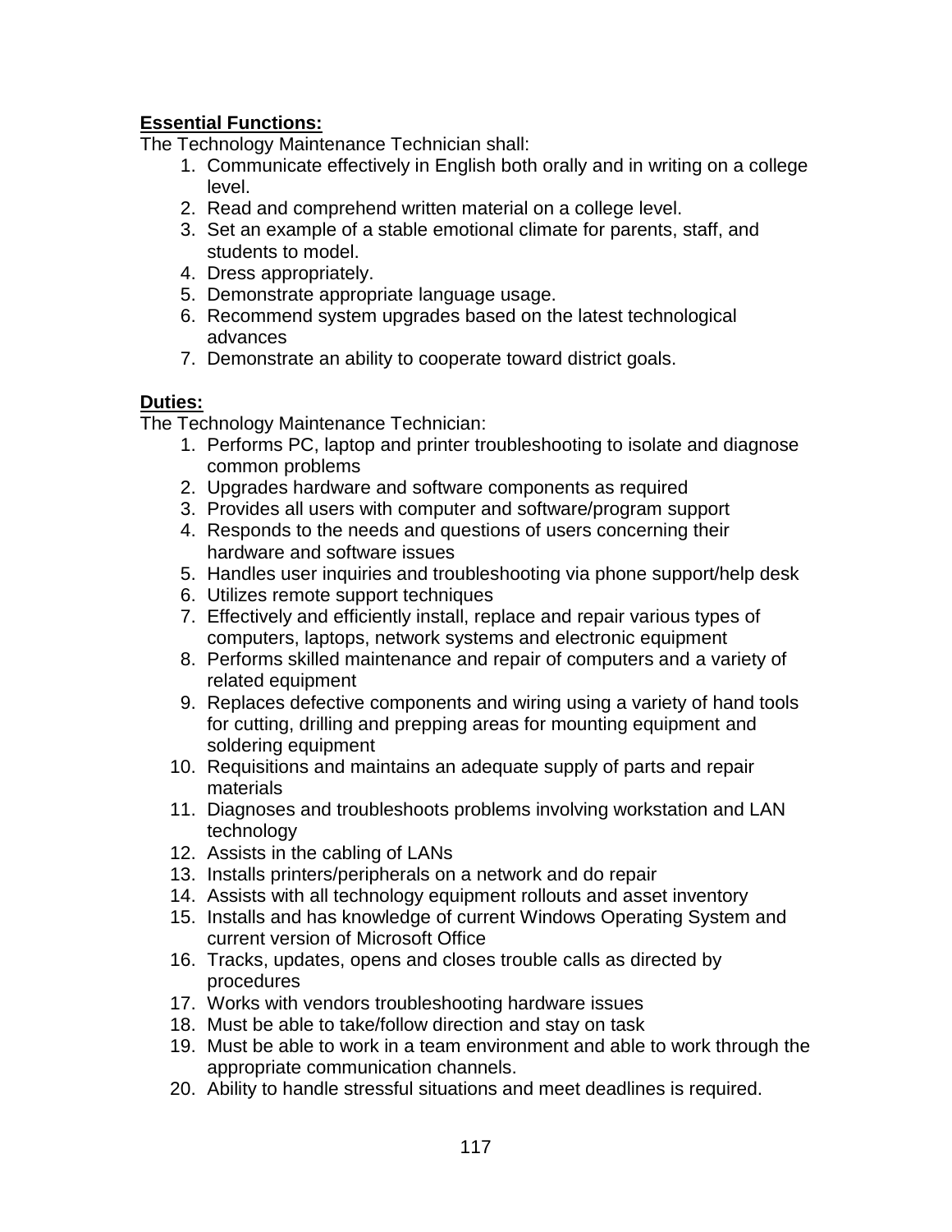**Essential Functions:**

The Technology Maintenance Technician shall:

1. Communicate effectively in English both orally and in writing on a college level.
2. Read and comprehend written material on a college level.
3. Set an example of a stable emotional climate for parents, staff, and students to model.
4. Dress appropriately.
5. Demonstrate appropriate language usage.
6. Recommend system upgrades based on the latest technological advances
7. Demonstrate an ability to cooperate toward district goals.

**Duties:**

The Technology Maintenance Technician:

1. Performs PC, laptop and printer troubleshooting to isolate and diagnose common problems
2. Upgrades hardware and software components as required
3. Provides all users with computer and software/program support
4. Responds to the needs and questions of users concerning their hardware and software issues
5. Handles user inquiries and troubleshooting via phone support/help desk
6. Utilizes remote support techniques
7. Effectively and efficiently install, replace and repair various types of computers, laptops, network systems and electronic equipment
8. Performs skilled maintenance and repair of computers and a variety of related equipment
9. Replaces defective components and wiring using a variety of hand tools for cutting, drilling and prepping areas for mounting equipment and soldering equipment
10. Requisitions and maintains an adequate supply of parts and repair materials
11. Diagnoses and troubleshoots problems involving workstation and LAN technology
12. Assists in the cabling of LANs
13. Installs printers/peripherals on a network and do repair
14. Assists with all technology equipment rollouts and asset inventory
15. Installs and has knowledge of current Windows Operating System and current version of Microsoft Office
16. Tracks, updates, opens and closes trouble calls as directed by procedures
17. Works with vendors troubleshooting hardware issues
18. Must be able to take/follow direction and stay on task
19. Must be able to work in a team environment and able to work through the appropriate communication channels.
20. Ability to handle stressful situations and meet deadlines is required.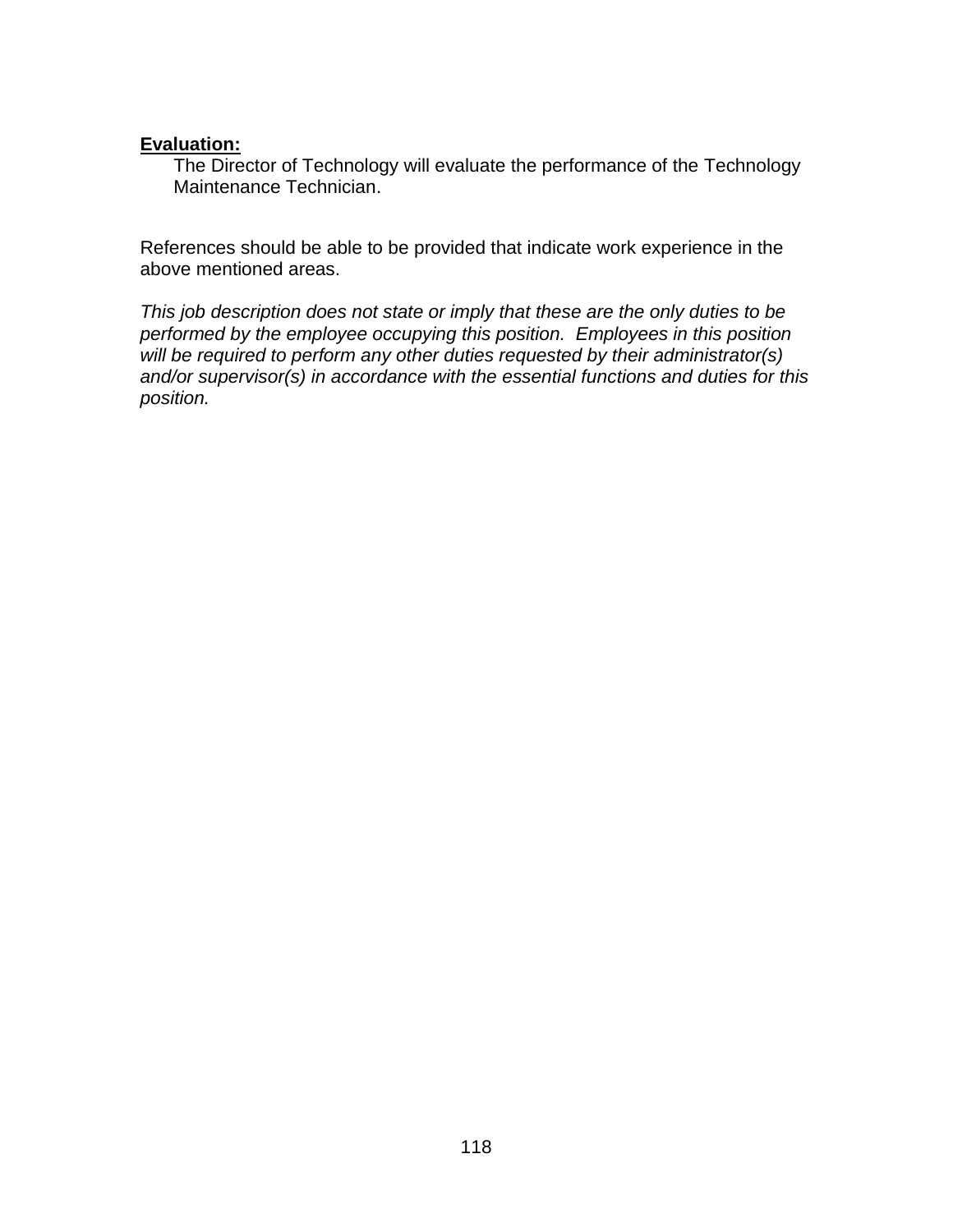**Evaluation:**

The Director of Technology will evaluate the performance of the Technology Maintenance Technician.

References should be able to be provided that indicate work experience in the above mentioned areas.

*This job description does not state or imply that these are the only duties to be performed by the employee occupying this position. Employees in this position will be required to perform any other duties requested by their administrator(s) and/or supervisor(s) in accordance with the essential functions and duties for this position.*